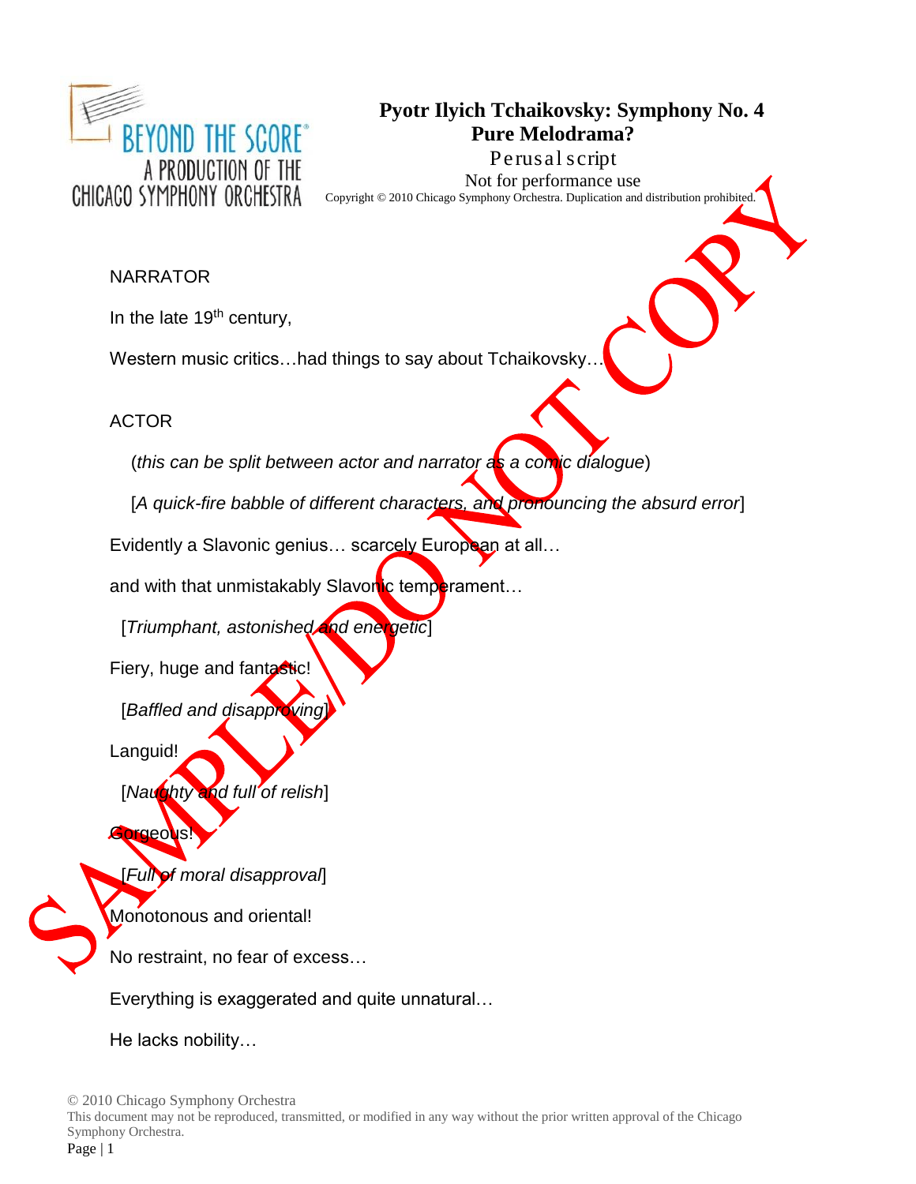**Pyotr Ilyich Tchaikovsky: Symphony No. 4**
**Pure Melodrama?**

Perusal script
Not for performance use
Copyright © 2010 Chicago Symphony Orchestra. Duplication and distribution prohibited.

SAMPLE/DO NOT COPY

NARRATOR

In the late 19th century,

Western music critics…had things to say about Tchaikovsky…

ACTOR

(*this can be split between actor and narrator as a comic dialogue*)

[*A quick-fire babble of different characters, and pronouncing the absurd error*]

Evidently a Slavonic genius… scarcely European at all…

and with that unmistakably Slavonic temperament…

[*Triumphant, astonished and energetic*]

Fiery, huge and fantastic!

[*Baffled and disapproving*]

Languid!

[*Naughty and full of relish*]

Gorgeous!

[*Full of moral disapproval*]

Monotonous and oriental!

No restraint, no fear of excess…

Everything is exaggerated and quite unnatural…

He lacks nobility…

© 2010 Chicago Symphony Orchestra
This document may not be reproduced, transmitted, or modified in any way without the prior written approval of the Chicago Symphony Orchestra.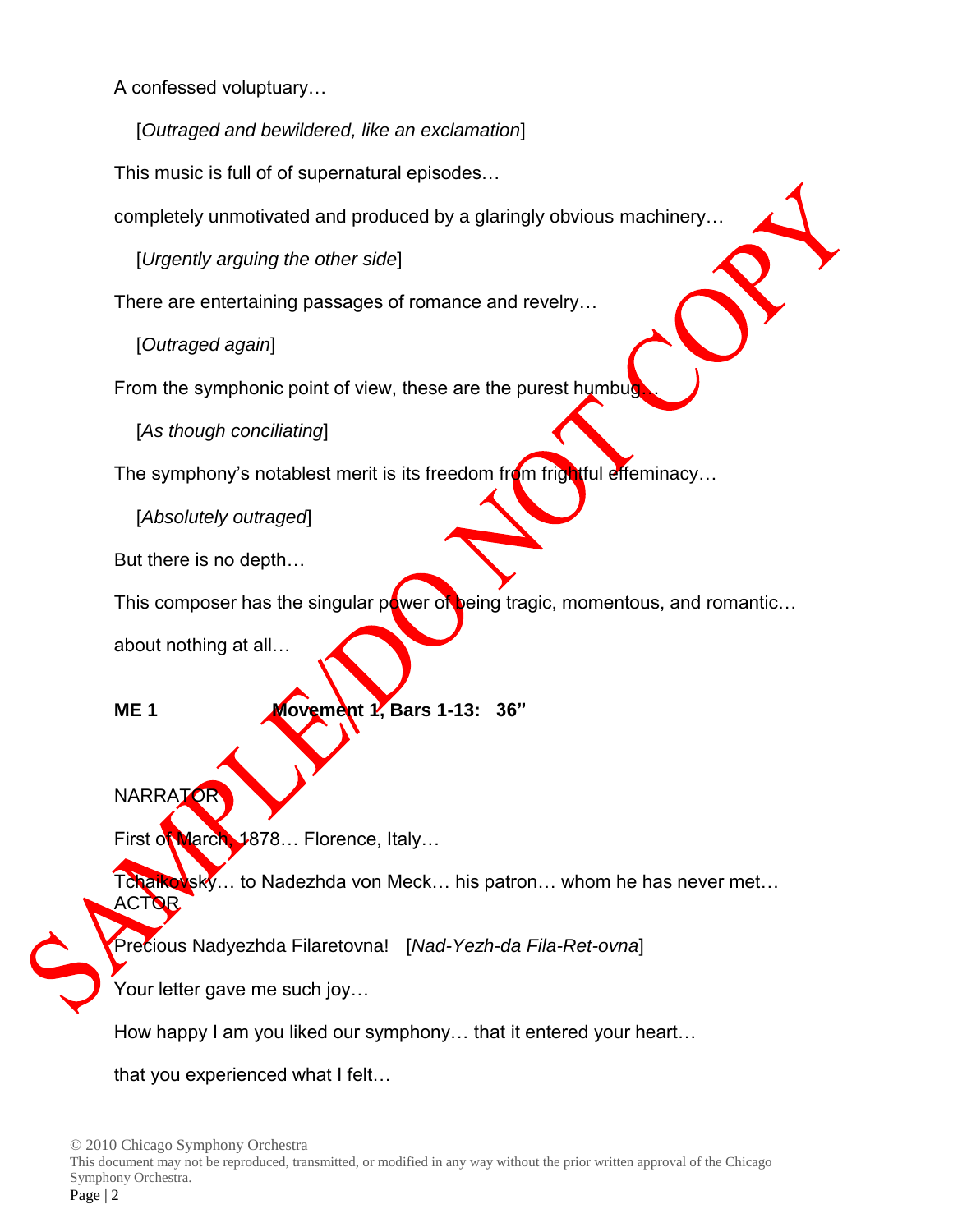A confessed voluptuary…

[*Outraged and bewildered, like an exclamation*]

This music is full of of supernatural episodes…

completely unmotivated and produced by a glaringly obvious machinery…

[*Urgently arguing the other side*]

There are entertaining passages of romance and revelry…

[*Outraged again*]

From the symphonic point of view, these are the purest humbug…

[*As though conciliating*]

The symphony's notablest merit is its freedom from frightful effeminacy…

[*Absolutely outraged*]

But there is no depth…

This composer has the singular power of being tragic, momentous, and romantic…

about nothing at all…

**ME 1 Movement 1, Bars 1-13: 36"**

NARRATOR

First of March, 1878… Florence, Italy…

Tchaikovsky… to Nadezhda von Meck… his patron… whom he has never met…

ACTOR

Precious Nadyezhda Filaretovna! [*Nad-Yezh-da Fila-Ret-ovna*]

Your letter gave me such joy…

How happy I am you liked our symphony… that it entered your heart…

that you experienced what I felt…

© 2010 Chicago Symphony Orchestra
This document may not be reproduced, transmitted, or modified in any way without the prior written approval of the Chicago Symphony Orchestra.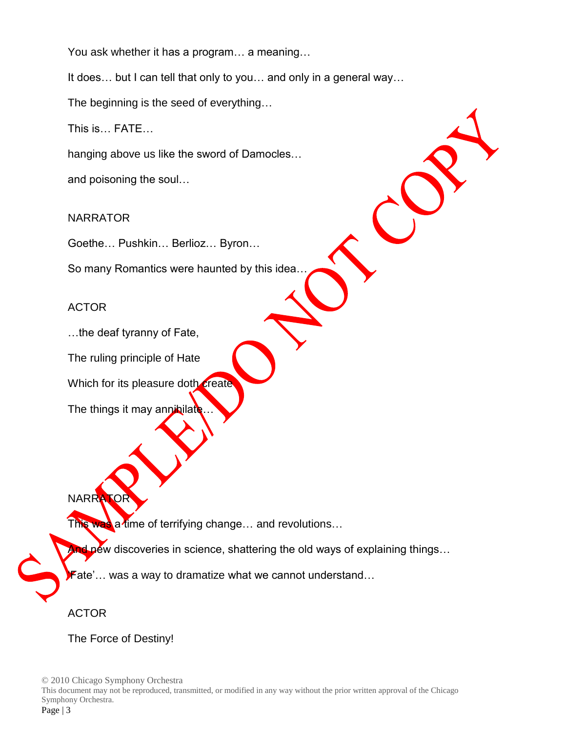You ask whether it has a program… a meaning…

It does… but I can tell that only to you… and only in a general way…

The beginning is the seed of everything…

This is… FATE…

hanging above us like the sword of Damocles…

and poisoning the soul…

NARRATOR

Goethe… Pushkin… Berlioz… Byron…

So many Romantics were haunted by this idea…

ACTOR

…the deaf tyranny of Fate,

The ruling principle of Hate

Which for its pleasure doth create

The things it may annihilate…

NARRATOR

This was a time of terrifying change… and revolutions…

And new discoveries in science, shattering the old ways of explaining things…

'Fate'… was a way to dramatize what we cannot understand…

ACTOR

The Force of Destiny!

© 2010 Chicago Symphony Orchestra
This document may not be reproduced, transmitted, or modified in any way without the prior written approval of the Chicago Symphony Orchestra.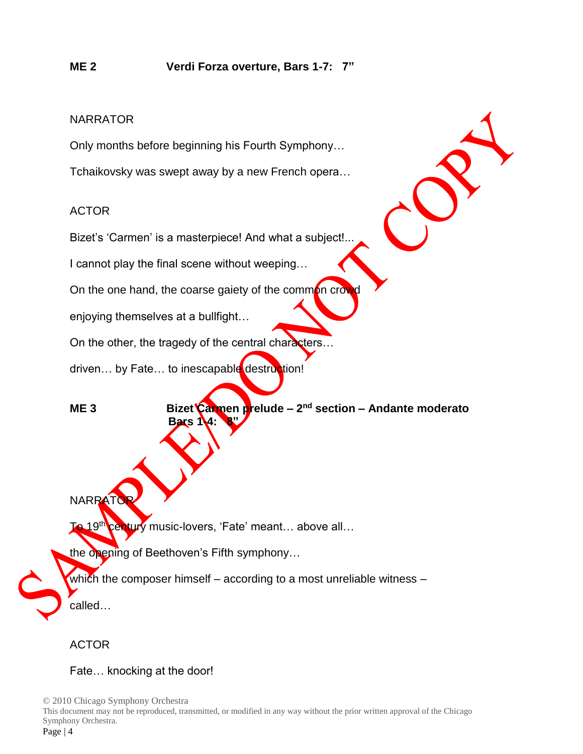**ME 2 Verdi Forza overture, Bars 1-7: 7"**

NARRATOR

Only months before beginning his Fourth Symphony…

Tchaikovsky was swept away by a new French opera…

ACTOR

Bizet's 'Carmen' is a masterpiece! And what a subject!...

I cannot play the final scene without weeping…

On the one hand, the coarse gaiety of the common crowd

enjoying themselves at a bullfight…

On the other, the tragedy of the central characters…

driven… by Fate… to inescapable destruction!

**ME 3 Bizet Carmen prelude – 2nd section – Andante moderato Bars 1-4: 8"**

NARRATOR

To 19th century music-lovers, 'Fate' meant… above all…

the opening of Beethoven's Fifth symphony…

which the composer himself – according to a most unreliable witness –

called…

ACTOR

Fate… knocking at the door!

© 2010 Chicago Symphony Orchestra
This document may not be reproduced, transmitted, or modified in any way without the prior written approval of the Chicago Symphony Orchestra.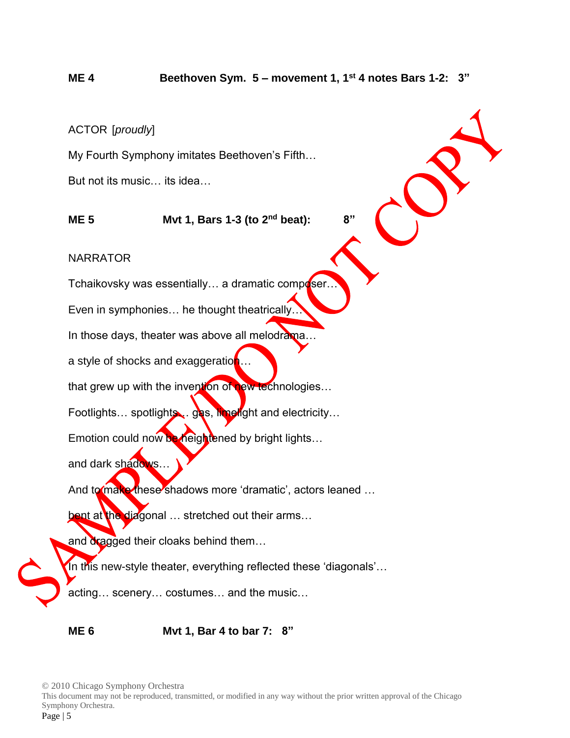**ME 4 Beethoven Sym. 5 – movement 1, 1st 4 notes Bars 1-2: 3”**

ACTOR [*proudly*]

My Fourth Symphony imitates Beethoven’s Fifth…

But not its music… its idea…

**ME 5 Mvt 1, Bars 1-3 (to 2nd beat): 8”**

NARRATOR

Tchaikovsky was essentially… a dramatic composer…

Even in symphonies… he thought theatrically…

In those days, theater was above all melodrama…

a style of shocks and exaggeration…

that grew up with the invention of new technologies…

Footlights… spotlights… gas, limelight and electricity…

Emotion could now be heightened by bright lights…

and dark shadows…

And to make these shadows more ‘dramatic’, actors leaned …

bent at the diagonal … stretched out their arms…

and dragged their cloaks behind them…

In this new-style theater, everything reflected these ‘diagonals’…

acting… scenery… costumes… and the music…

**ME 6 Mvt 1, Bar 4 to bar 7: 8”**

© 2010 Chicago Symphony Orchestra
This document may not be reproduced, transmitted, or modified in any way without the prior written approval of the Chicago Symphony Orchestra.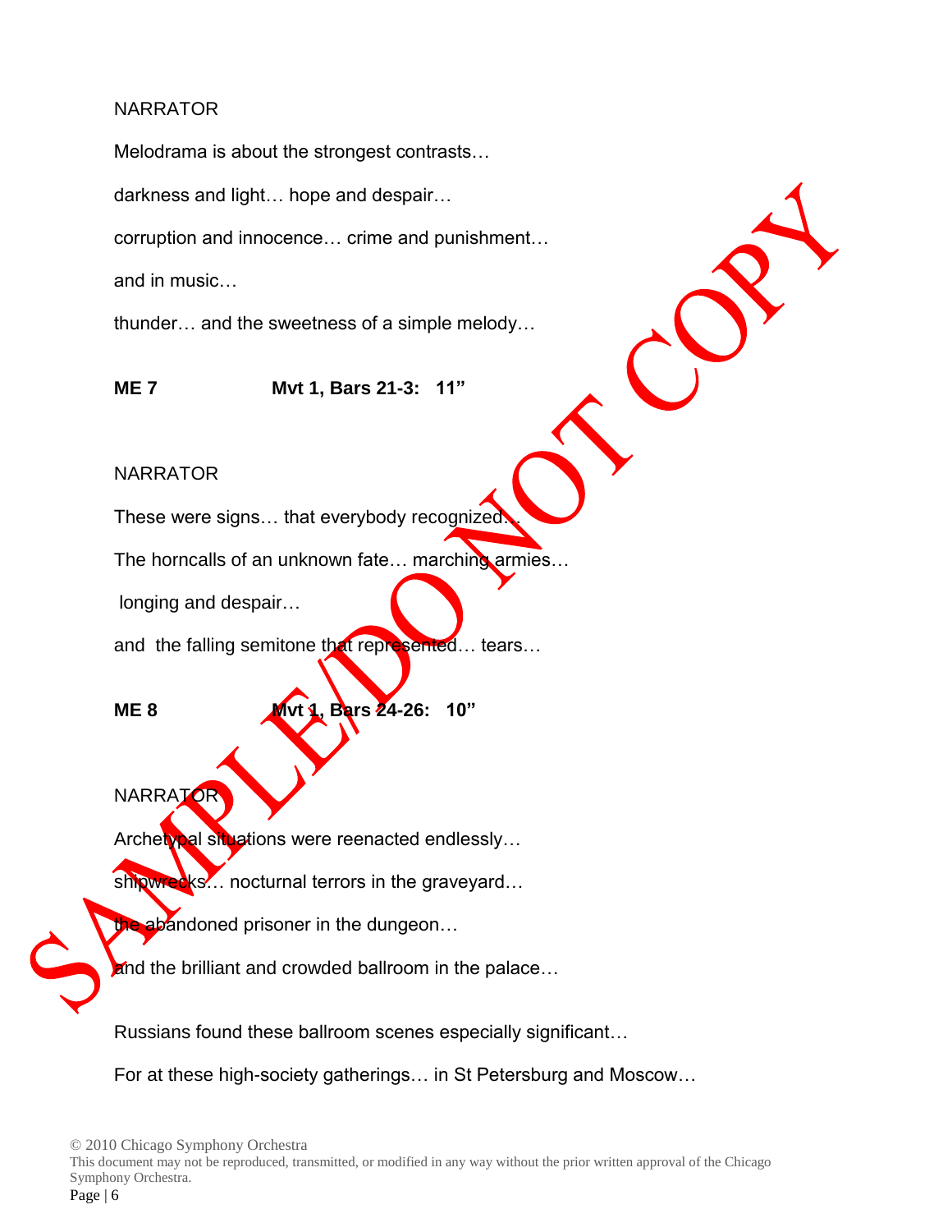NARRATOR

Melodrama is about the strongest contrasts…

darkness and light… hope and despair…

corruption and innocence… crime and punishment…

and in music…

thunder… and the sweetness of a simple melody…

**ME 7 Mvt 1, Bars 21-3: 11"**

NARRATOR

These were signs… that everybody recognized…

The horncalls of an unknown fate… marching armies…

longing and despair…

and the falling semitone that represented… tears…

**ME 8 Mvt 1, Bars 24-26: 10"**

NARRATOR

Archetypal situations were reenacted endlessly…

shipwrecks… nocturnal terrors in the graveyard…

the abandoned prisoner in the dungeon…

and the brilliant and crowded ballroom in the palace…

Russians found these ballroom scenes especially significant…

For at these high-society gatherings… in St Petersburg and Moscow…

© 2010 Chicago Symphony Orchestra
This document may not be reproduced, transmitted, or modified in any way without the prior written approval of the Chicago Symphony Orchestra.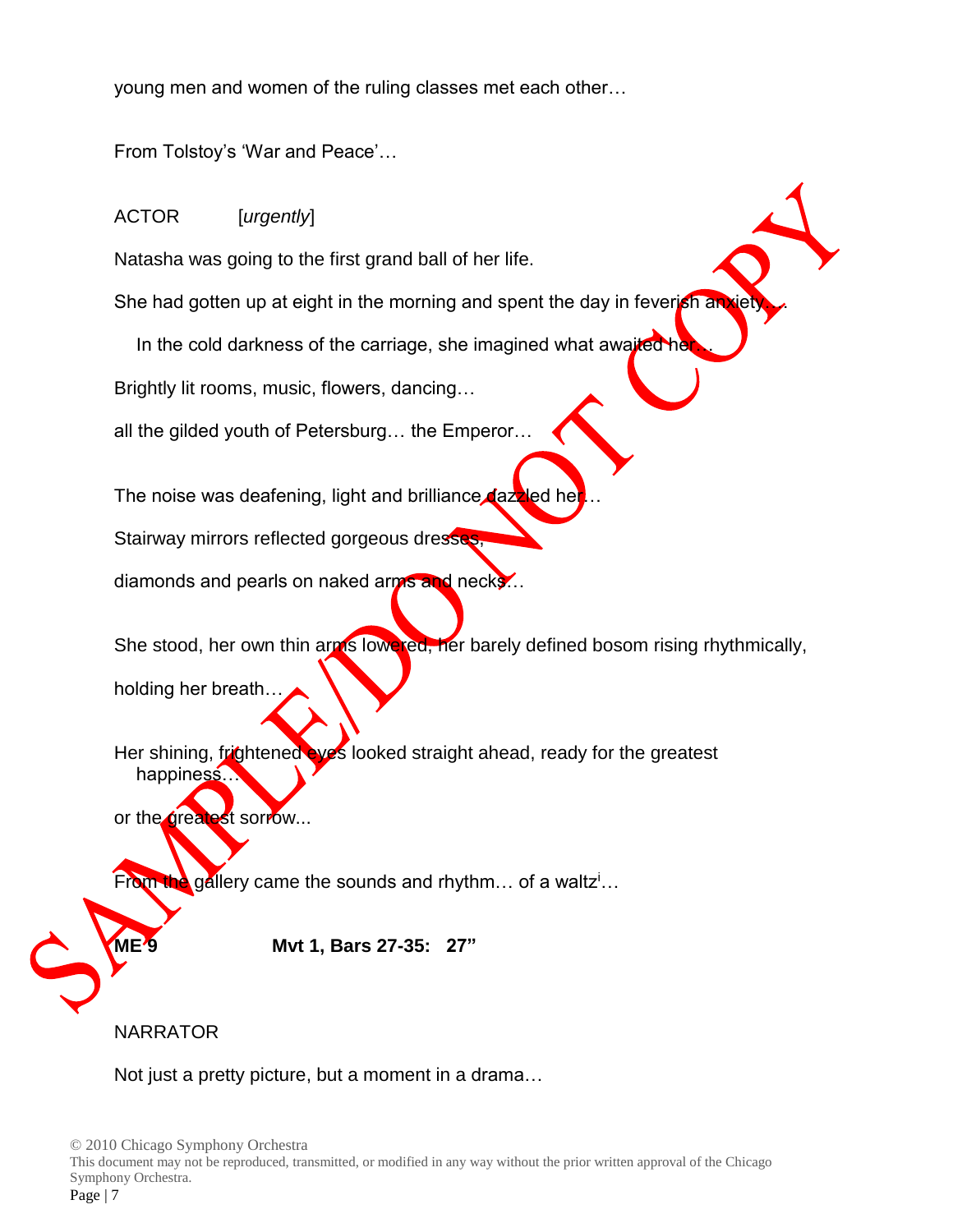young men and women of the ruling classes met each other…

From Tolstoy's 'War and Peace'…

ACTOR [*urgently*]

Natasha was going to the first grand ball of her life.

She had gotten up at eight in the morning and spent the day in feverish anxiety…

In the cold darkness of the carriage, she imagined what awaited her…

Brightly lit rooms, music, flowers, dancing…

all the gilded youth of Petersburg… the Emperor…

The noise was deafening, light and brilliance dazzled her…

Stairway mirrors reflected gorgeous dresses,

diamonds and pearls on naked arms and necks…

She stood, her own thin arms lowered, her barely defined bosom rising rhythmically,

holding her breath…

Her shining, frightened eyes looked straight ahead, ready for the greatest happiness…

or the greatest sorrow...

From the gallery came the sounds and rhythm… of a waltz[i]…

**ME 9 Mvt 1, Bars 27-35: 27"**

NARRATOR

Not just a pretty picture, but a moment in a drama…

© 2010 Chicago Symphony Orchestra
This document may not be reproduced, transmitted, or modified in any way without the prior written approval of the Chicago Symphony Orchestra.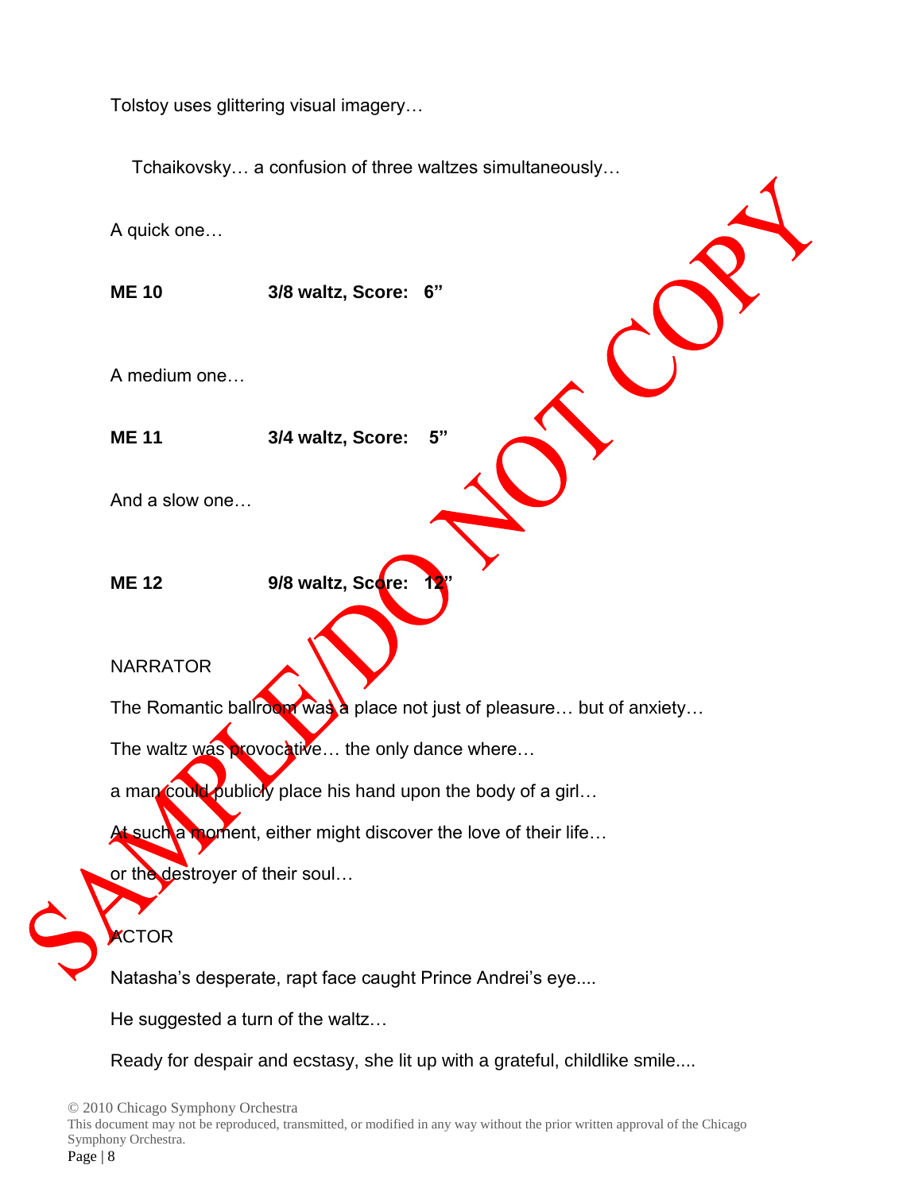Tolstoy uses glittering visual imagery…

Tchaikovsky… a confusion of three waltzes simultaneously…

A quick one…

**ME 10 3/8 waltz, Score: 6”**

A medium one…

**ME 11 3/4 waltz, Score: 5”**

And a slow one…

**ME 12 9/8 waltz, Score: 12”**

NARRATOR

The Romantic ballroom was a place not just of pleasure… but of anxiety…

The waltz was provocative… the only dance where…

a man could publicly place his hand upon the body of a girl…

At such a moment, either might discover the love of their life…

or the destroyer of their soul…

ACTOR

Natasha’s desperate, rapt face caught Prince Andrei’s eye....

He suggested a turn of the waltz…

Ready for despair and ecstasy, she lit up with a grateful, childlike smile....

SAMPLE/DO NOT COPY

© 2010 Chicago Symphony Orchestra
This document may not be reproduced, transmitted, or modified in any way without the prior written approval of the Chicago Symphony Orchestra.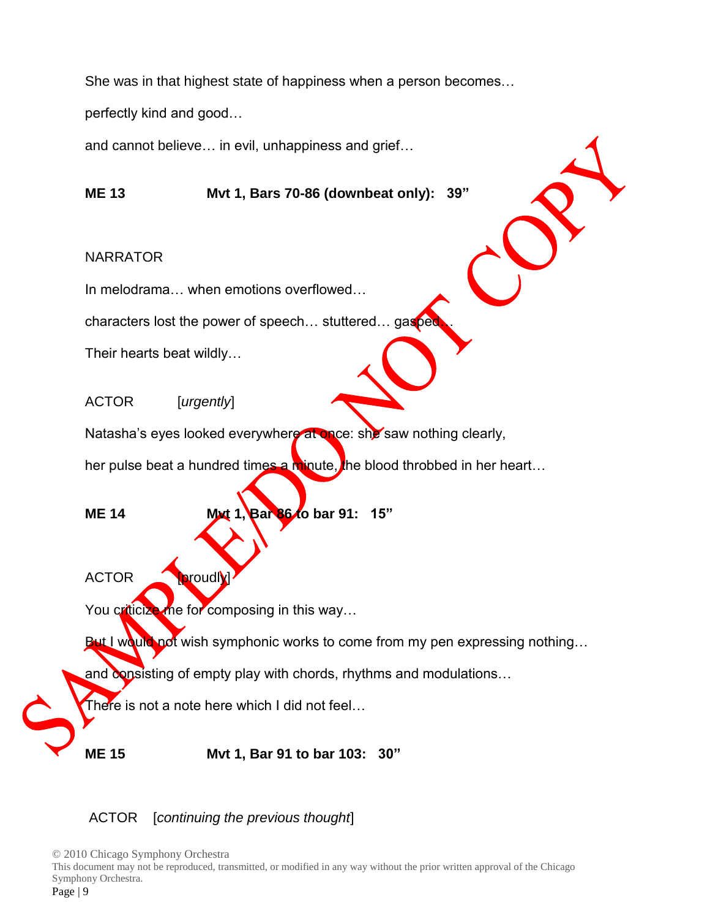She was in that highest state of happiness when a person becomes…

perfectly kind and good…

and cannot believe… in evil, unhappiness and grief…

**ME 13 Mvt 1, Bars 70-86 (downbeat only): 39"**

NARRATOR

In melodrama… when emotions overflowed…

characters lost the power of speech… stuttered… gasped…

Their hearts beat wildly…

ACTOR [*urgently*]

Natasha's eyes looked everywhere at once: she saw nothing clearly,

her pulse beat a hundred times a minute, the blood throbbed in her heart…

**ME 14 Mvt 1, Bar 86 to bar 91: 15"**

ACTOR [*proudly*]

You criticize me for composing in this way…

But I would not wish symphonic works to come from my pen expressing nothing…

and consisting of empty play with chords, rhythms and modulations…

There is not a note here which I did not feel…

**ME 15 Mvt 1, Bar 91 to bar 103: 30"**

ACTOR [*continuing the previous thought*]

© 2010 Chicago Symphony Orchestra
This document may not be reproduced, transmitted, or modified in any way without the prior written approval of the Chicago Symphony Orchestra.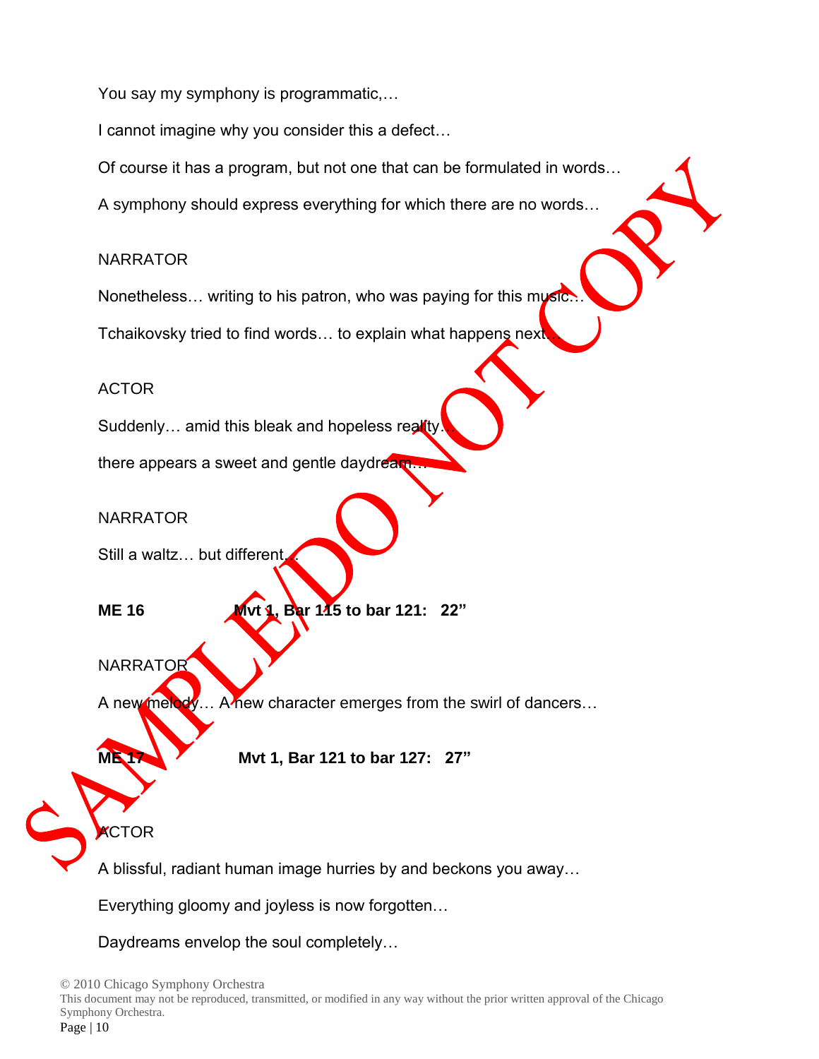You say my symphony is programmatic,…

I cannot imagine why you consider this a defect…

Of course it has a program, but not one that can be formulated in words…

A symphony should express everything for which there are no words…

NARRATOR

Nonetheless… writing to his patron, who was paying for this music…

Tchaikovsky tried to find words… to explain what happens next…

ACTOR

Suddenly… amid this bleak and hopeless reality…

there appears a sweet and gentle daydream…

NARRATOR

Still a waltz… but different…

**ME 16 Mvt 1, Bar 115 to bar 121: 22"**

NARRATOR

A new melody… A new character emerges from the swirl of dancers…

**ME 17 Mvt 1, Bar 121 to bar 127: 27"**

ACTOR

A blissful, radiant human image hurries by and beckons you away…

Everything gloomy and joyless is now forgotten…

Daydreams envelop the soul completely…

© 2010 Chicago Symphony Orchestra
This document may not be reproduced, transmitted, or modified in any way without the prior written approval of the Chicago Symphony Orchestra.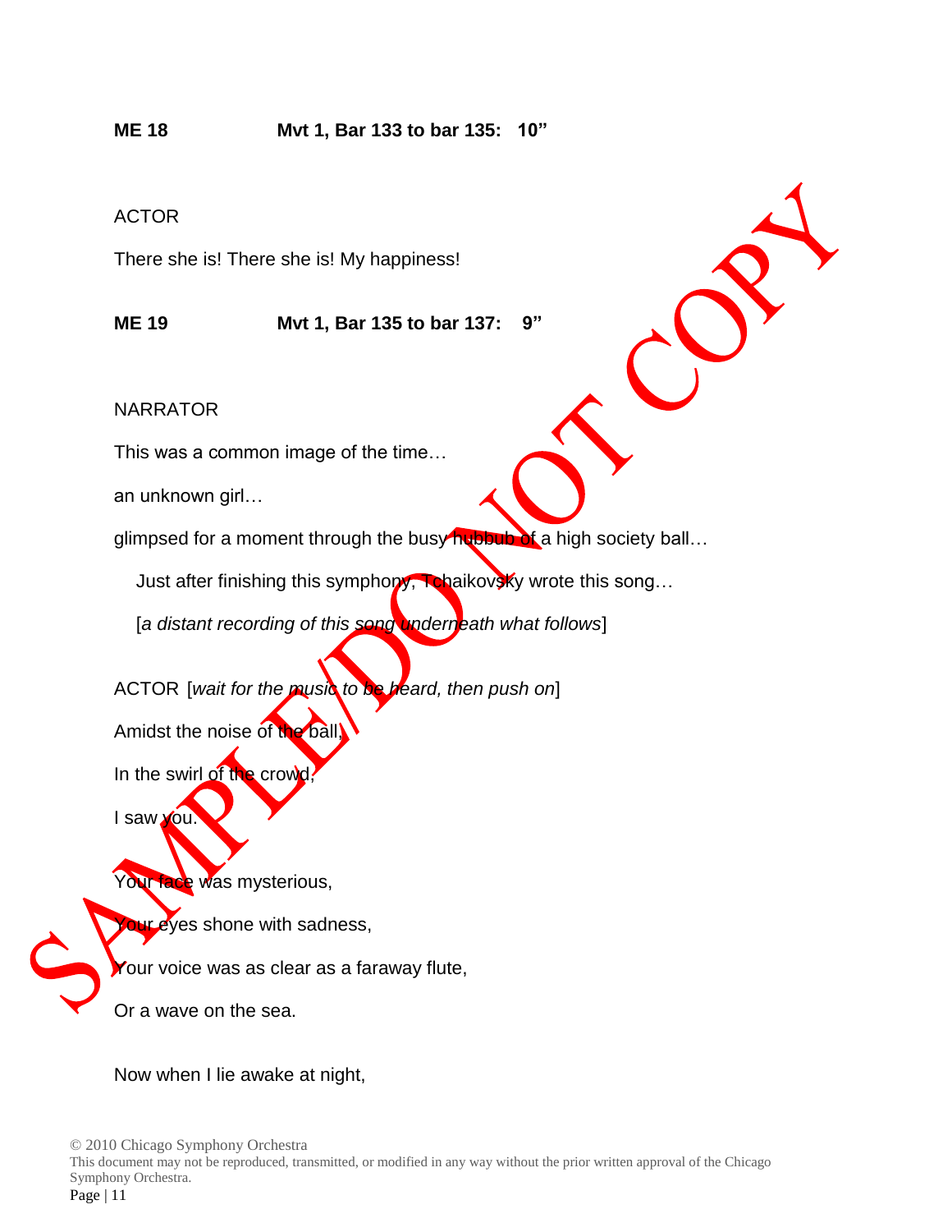**ME 18 Mvt 1, Bar 133 to bar 135: 10"**

ACTOR

There she is! There she is! My happiness!

**ME 19 Mvt 1, Bar 135 to bar 137: 9"**

NARRATOR

This was a common image of the time…

an unknown girl…

glimpsed for a moment through the busy hubbub of a high society ball…

Just after finishing this symphony, Tchaikovsky wrote this song…

[*a distant recording of this song underneath what follows*]

ACTOR [*wait for the music to be heard, then push on*]

Amidst the noise of the ball,

In the swirl of the crowd,

I saw you.

Your face was mysterious,

Your eyes shone with sadness,

Your voice was as clear as a faraway flute,

Or a wave on the sea.

Now when I lie awake at night,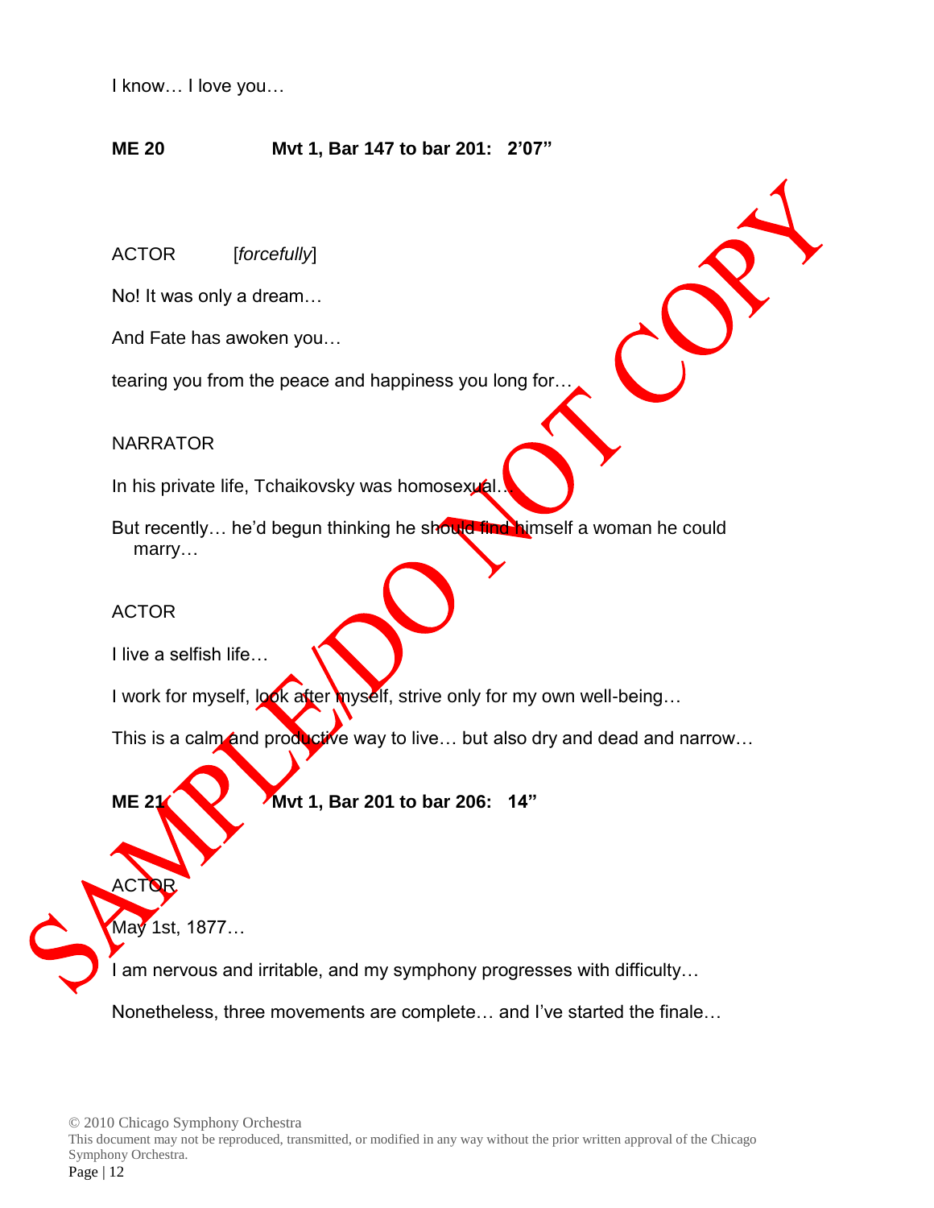I know… I love you…

**ME 20 Mvt 1, Bar 147 to bar 201: 2'07"**

ACTOR [*forcefully*]

No! It was only a dream…

And Fate has awoken you…

tearing you from the peace and happiness you long for…

NARRATOR

In his private life, Tchaikovsky was homosexual…

But recently… he'd begun thinking he should find himself a woman he could marry…

ACTOR

I live a selfish life…

I work for myself, look after myself, strive only for my own well-being…

This is a calm and productive way to live… but also dry and dead and narrow…

**ME 21 Mvt 1, Bar 201 to bar 206: 14"**

ACTOR

May 1st, 1877…

I am nervous and irritable, and my symphony progresses with difficulty…

Nonetheless, three movements are complete… and I've started the finale…

© 2010 Chicago Symphony Orchestra
This document may not be reproduced, transmitted, or modified in any way without the prior written approval of the Chicago Symphony Orchestra.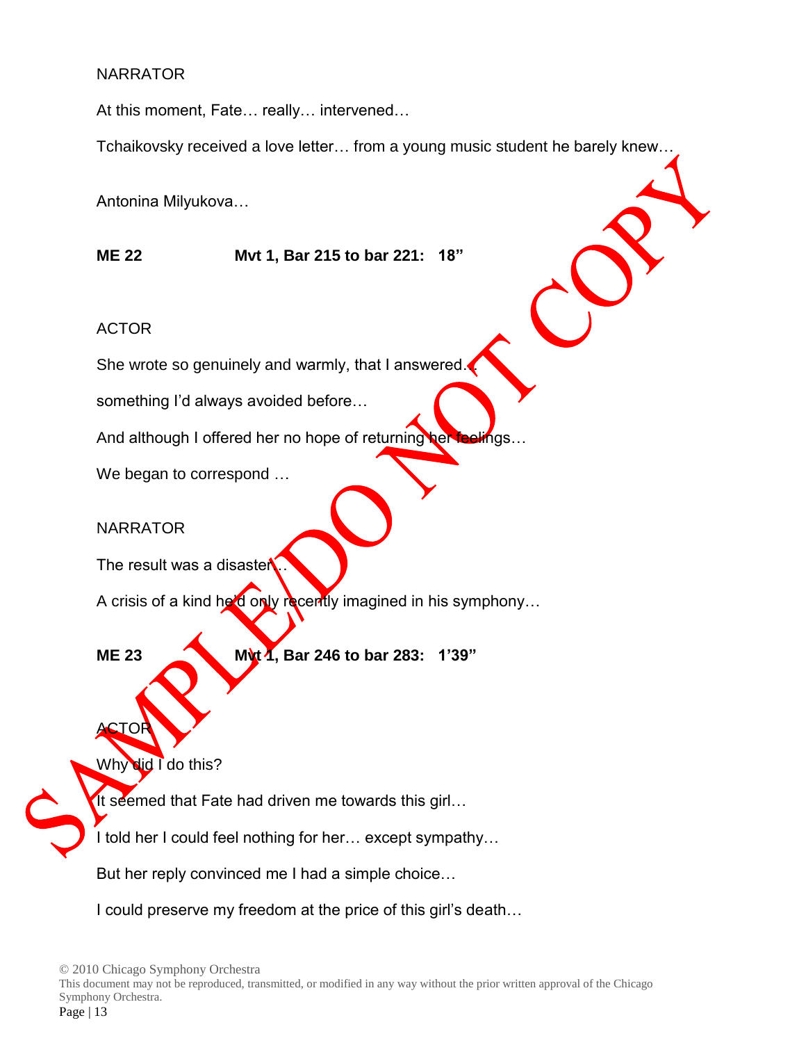NARRATOR

At this moment, Fate… really… intervened…

Tchaikovsky received a love letter… from a young music student he barely knew…

Antonina Milyukova…

**ME 22 Mvt 1, Bar 215 to bar 221: 18"**

ACTOR

She wrote so genuinely and warmly, that I answered…

something I'd always avoided before…

And although I offered her no hope of returning her feelings…

We began to correspond …

NARRATOR

The result was a disaster…

A crisis of a kind he'd only recently imagined in his symphony…

**ME 23 Mvt 1, Bar 246 to bar 283: 1'39"**

ACTOR

Why did I do this?

It seemed that Fate had driven me towards this girl…

I told her I could feel nothing for her… except sympathy…

But her reply convinced me I had a simple choice…

I could preserve my freedom at the price of this girl's death…

© 2010 Chicago Symphony Orchestra
This document may not be reproduced, transmitted, or modified in any way without the prior written approval of the Chicago Symphony Orchestra.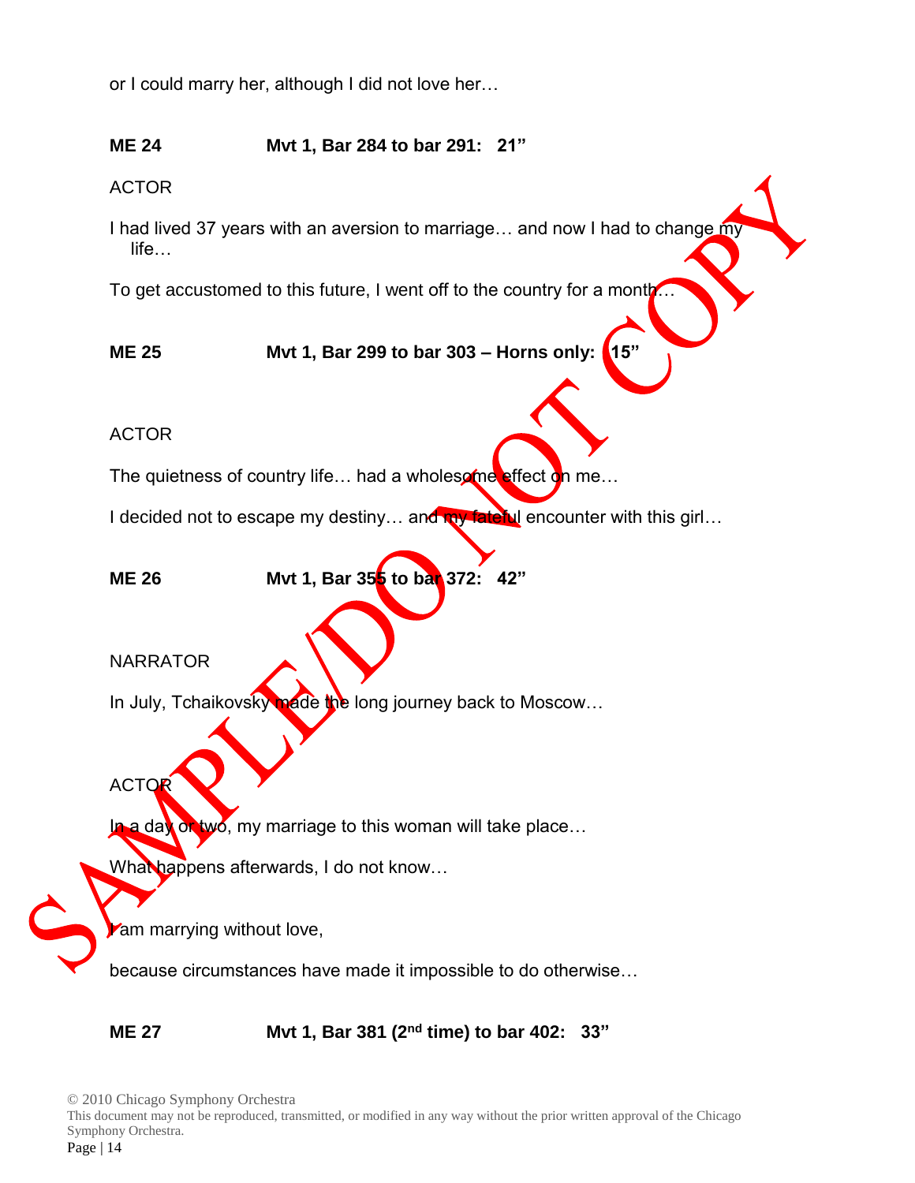or I could marry her, although I did not love her…

**ME 24 Mvt 1, Bar 284 to bar 291: 21”**

ACTOR

I had lived 37 years with an aversion to marriage… and now I had to change my life…

To get accustomed to this future, I went off to the country for a month…

**ME 25 Mvt 1, Bar 299 to bar 303 – Horns only: 15”**

ACTOR

The quietness of country life… had a wholesome effect on me…

I decided not to escape my destiny… and my fateful encounter with this girl…

**ME 26 Mvt 1, Bar 355 to bar 372: 42”**

NARRATOR

In July, Tchaikovsky made the long journey back to Moscow…

ACTOR

In a day or two, my marriage to this woman will take place…

What happens afterwards, I do not know…

I am marrying without love,

because circumstances have made it impossible to do otherwise…

**ME 27 Mvt 1, Bar 381 (2nd time) to bar 402: 33”**

© 2010 Chicago Symphony Orchestra
This document may not be reproduced, transmitted, or modified in any way without the prior written approval of the Chicago Symphony Orchestra.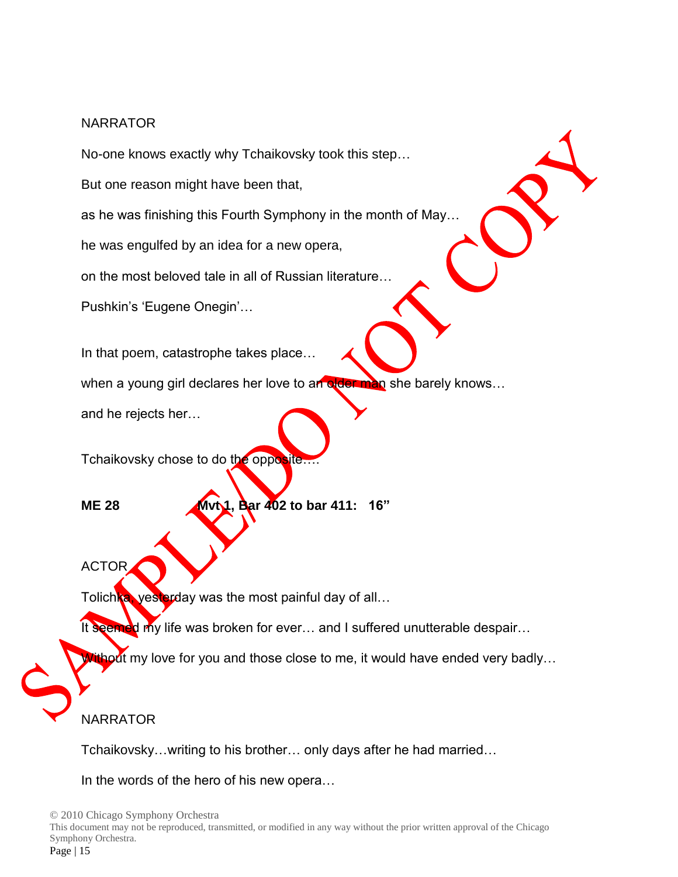NARRATOR

No-one knows exactly why Tchaikovsky took this step…

But one reason might have been that,

as he was finishing this Fourth Symphony in the month of May…

he was engulfed by an idea for a new opera,

on the most beloved tale in all of Russian literature…

Pushkin's 'Eugene Onegin'…

In that poem, catastrophe takes place…

when a young girl declares her love to an older man she barely knows…

and he rejects her…

Tchaikovsky chose to do the opposite….

**ME 28 Mvt 1, Bar 402 to bar 411: 16"**

ACTOR

Tolichka, yesterday was the most painful day of all…

It seemed my life was broken for ever… and I suffered unutterable despair…

Without my love for you and those close to me, it would have ended very badly…

NARRATOR

Tchaikovsky…writing to his brother… only days after he had married…

In the words of the hero of his new opera…

© 2010 Chicago Symphony Orchestra
This document may not be reproduced, transmitted, or modified in any way without the prior written approval of the Chicago Symphony Orchestra.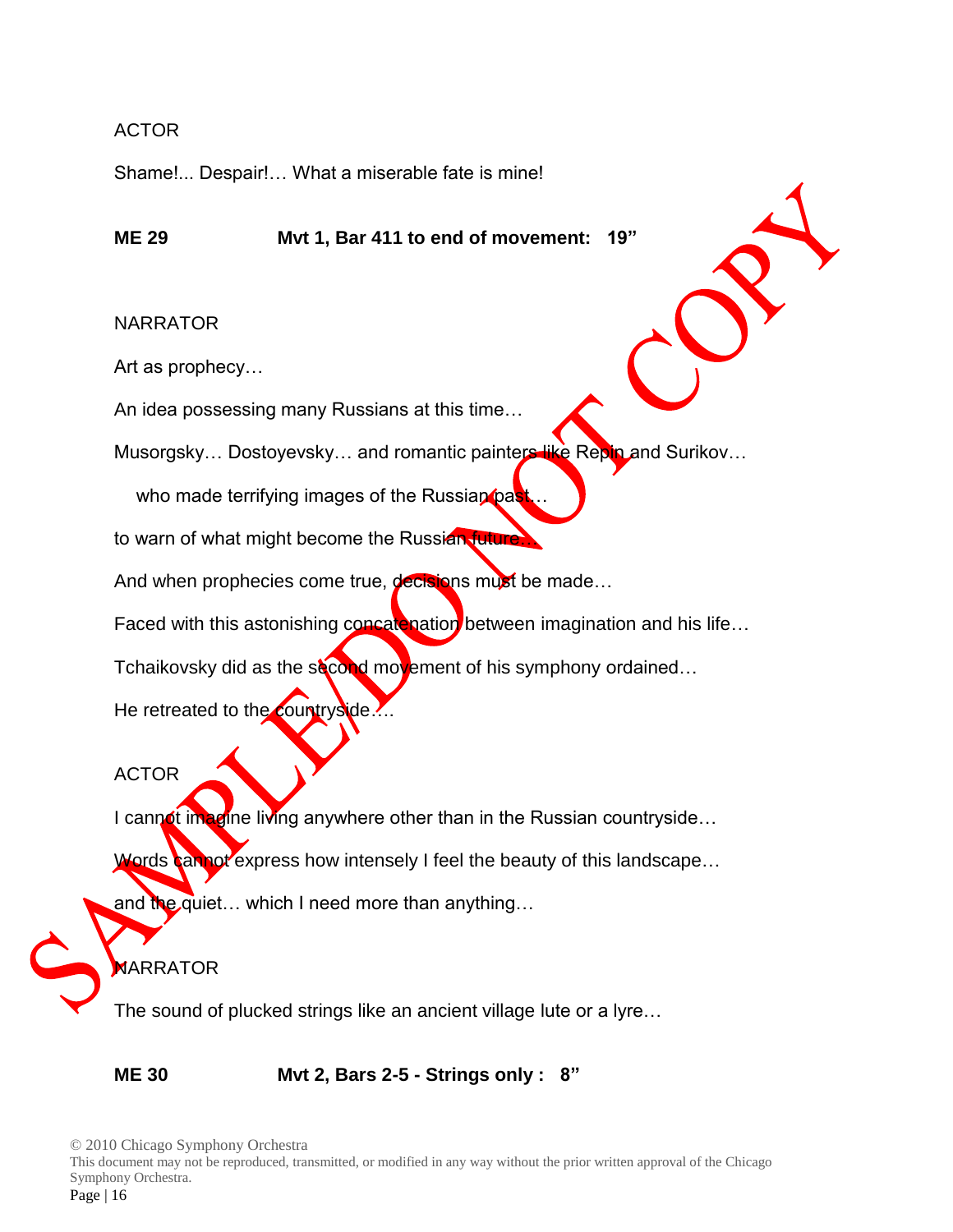ACTOR

Shame!... Despair!… What a miserable fate is mine!

**ME 29 Mvt 1, Bar 411 to end of movement: 19”**

NARRATOR

Art as prophecy…

An idea possessing many Russians at this time…

Musorgsky… Dostoyevsky… and romantic painters like Repin and Surikov…

who made terrifying images of the Russian past…

to warn of what might become the Russian future…

And when prophecies come true, decisions must be made…

Faced with this astonishing concatenation between imagination and his life…

Tchaikovsky did as the second movement of his symphony ordained…

He retreated to the countryside….

ACTOR

I cannot imagine living anywhere other than in the Russian countryside…

Words cannot express how intensely I feel the beauty of this landscape…

and the quiet… which I need more than anything…

NARRATOR

The sound of plucked strings like an ancient village lute or a lyre…

**ME 30 Mvt 2, Bars 2-5 - Strings only : 8”**

SAMPLE/DO NOT COPY

© 2010 Chicago Symphony Orchestra
This document may not be reproduced, transmitted, or modified in any way without the prior written approval of the Chicago Symphony Orchestra.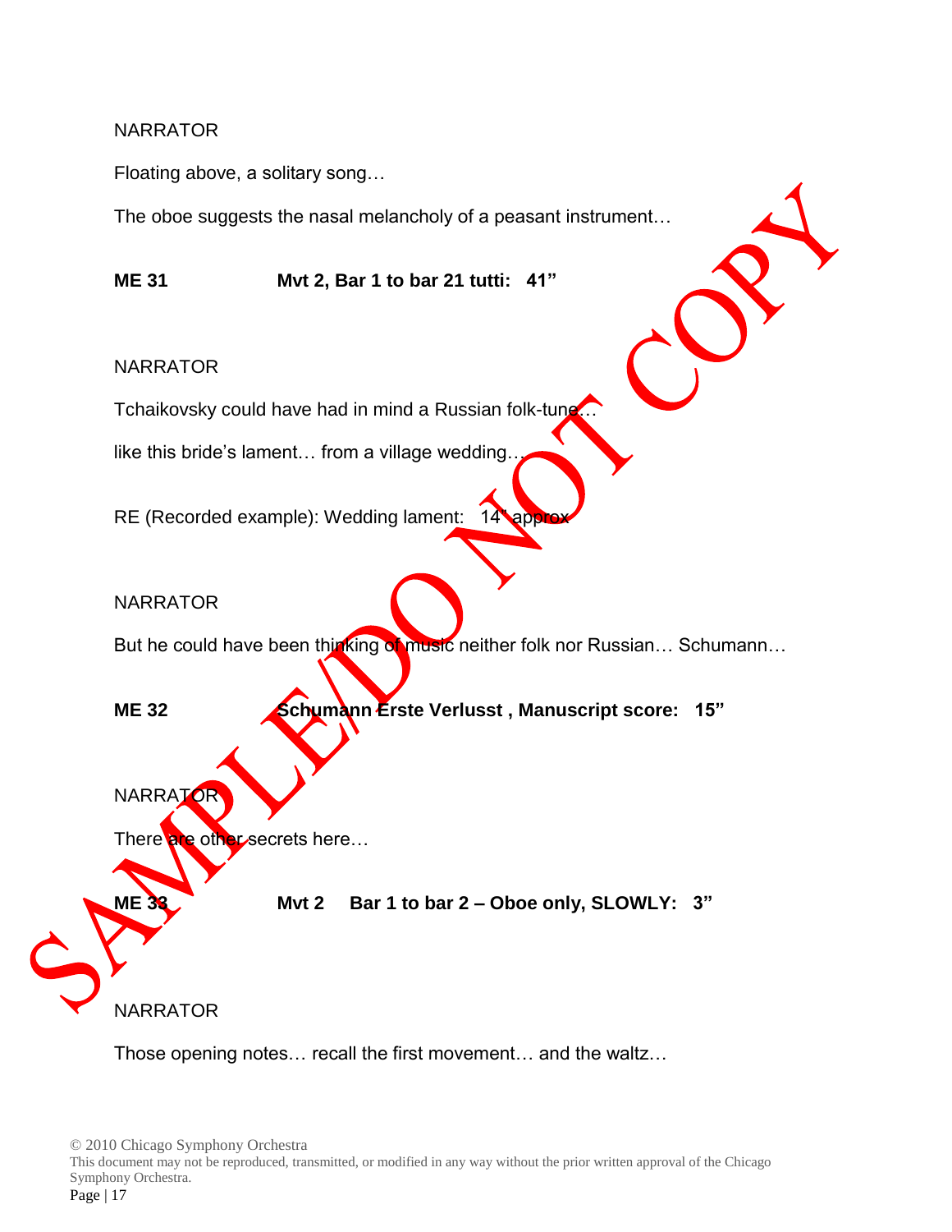NARRATOR

Floating above, a solitary song…

The oboe suggests the nasal melancholy of a peasant instrument…

**ME 31 Mvt 2, Bar 1 to bar 21 tutti: 41"**

NARRATOR

Tchaikovsky could have had in mind a Russian folk-tune…

like this bride's lament… from a village wedding…

RE (Recorded example): Wedding lament: 14" approx

NARRATOR

But he could have been thinking of music neither folk nor Russian… Schumann…

**ME 32 Schumann Erste Verlusst , Manuscript score: 15"**

NARRATOR

There are other secrets here…

**ME 33 Mvt 2 Bar 1 to bar 2 – Oboe only, SLOWLY: 3"**

NARRATOR

Those opening notes… recall the first movement… and the waltz…

© 2010 Chicago Symphony Orchestra
This document may not be reproduced, transmitted, or modified in any way without the prior written approval of the Chicago Symphony Orchestra.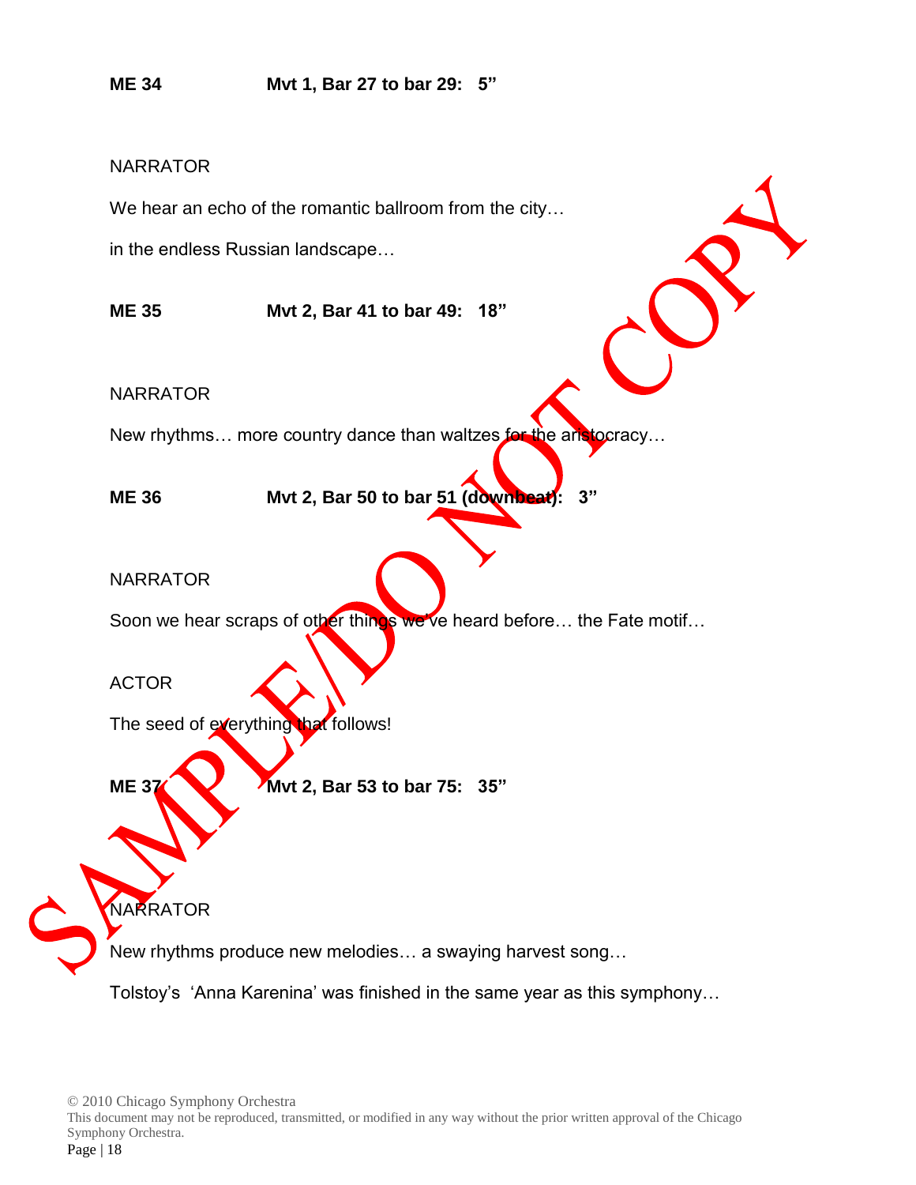**ME 34** **Mvt 1, Bar 27 to bar 29: 5"**

NARRATOR

We hear an echo of the romantic ballroom from the city…

in the endless Russian landscape…

**ME 35** **Mvt 2, Bar 41 to bar 49: 18"**

NARRATOR

New rhythms… more country dance than waltzes for the aristocracy…

**ME 36** **Mvt 2, Bar 50 to bar 51 (downbeat): 3"**

NARRATOR

Soon we hear scraps of other things we've heard before… the Fate motif…

ACTOR

The seed of everything that follows!

**ME 37** **Mvt 2, Bar 53 to bar 75: 35"**

NARRATOR

New rhythms produce new melodies… a swaying harvest song…

Tolstoy's 'Anna Karenina' was finished in the same year as this symphony…

© 2010 Chicago Symphony Orchestra
This document may not be reproduced, transmitted, or modified in any way without the prior written approval of the Chicago Symphony Orchestra.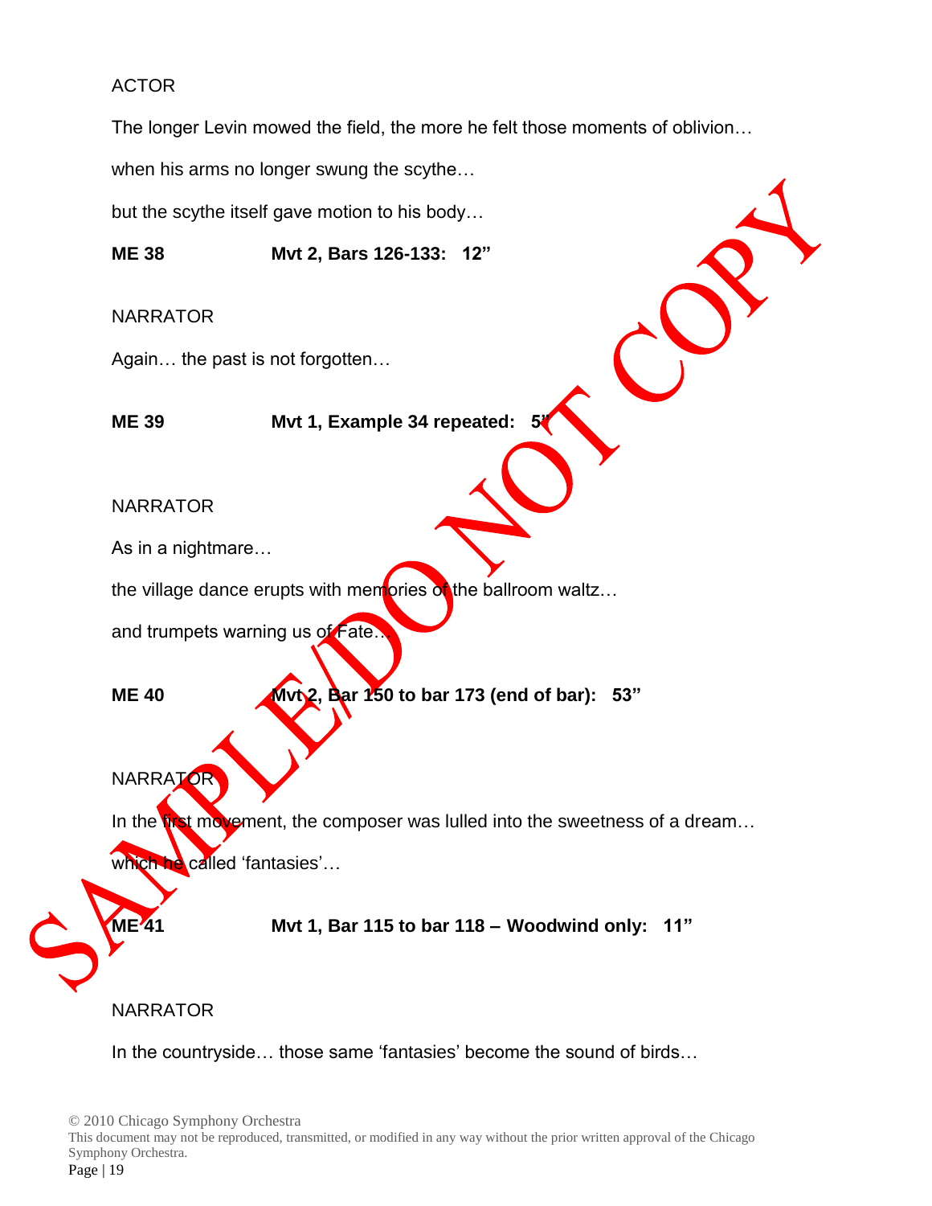ACTOR

The longer Levin mowed the field, the more he felt those moments of oblivion…

when his arms no longer swung the scythe…

but the scythe itself gave motion to his body…

**ME 38 Mvt 2, Bars 126-133: 12”**

NARRATOR

Again… the past is not forgotten…

**ME 39 Mvt 1, Example 34 repeated: 5”**

NARRATOR

As in a nightmare…

the village dance erupts with memories of the ballroom waltz…

and trumpets warning us of Fate…

**ME 40 Mvt 2, Bar 150 to bar 173 (end of bar): 53”**

NARRATOR

In the first movement, the composer was lulled into the sweetness of a dream…

which he called ‘fantasies’…

**ME 41 Mvt 1, Bar 115 to bar 118 – Woodwind only: 11”**

NARRATOR

In the countryside… those same ‘fantasies’ become the sound of birds…

SAMPLE/DO NOT COPY

© 2010 Chicago Symphony Orchestra
This document may not be reproduced, transmitted, or modified in any way without the prior written approval of the Chicago Symphony Orchestra.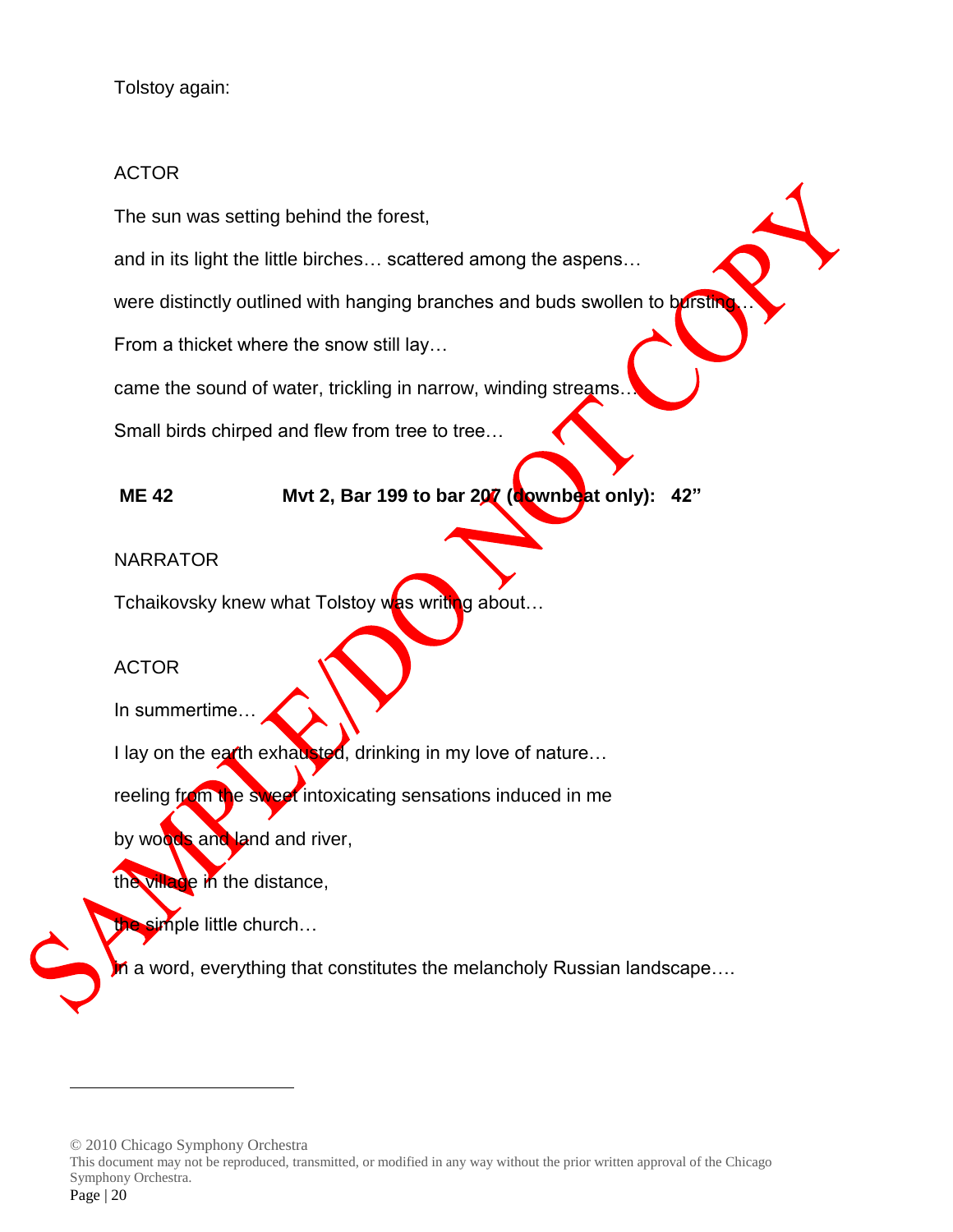Tolstoy again:

ACTOR

The sun was setting behind the forest,

and in its light the little birches… scattered among the aspens…

were distinctly outlined with hanging branches and buds swollen to bursting…

From a thicket where the snow still lay…

came the sound of water, trickling in narrow, winding streams…

Small birds chirped and flew from tree to tree…

**ME 42 Mvt 2, Bar 199 to bar 207 (downbeat only): 42"**

NARRATOR

Tchaikovsky knew what Tolstoy was writing about…

ACTOR

In summertime…

I lay on the earth exhausted, drinking in my love of nature…

reeling from the sweet intoxicating sensations induced in me

by woods and land and river,

the village in the distance,

the simple little church…

in a word, everything that constitutes the melancholy Russian landscape….

© 2010 Chicago Symphony Orchestra
This document may not be reproduced, transmitted, or modified in any way without the prior written approval of the Chicago Symphony Orchestra.